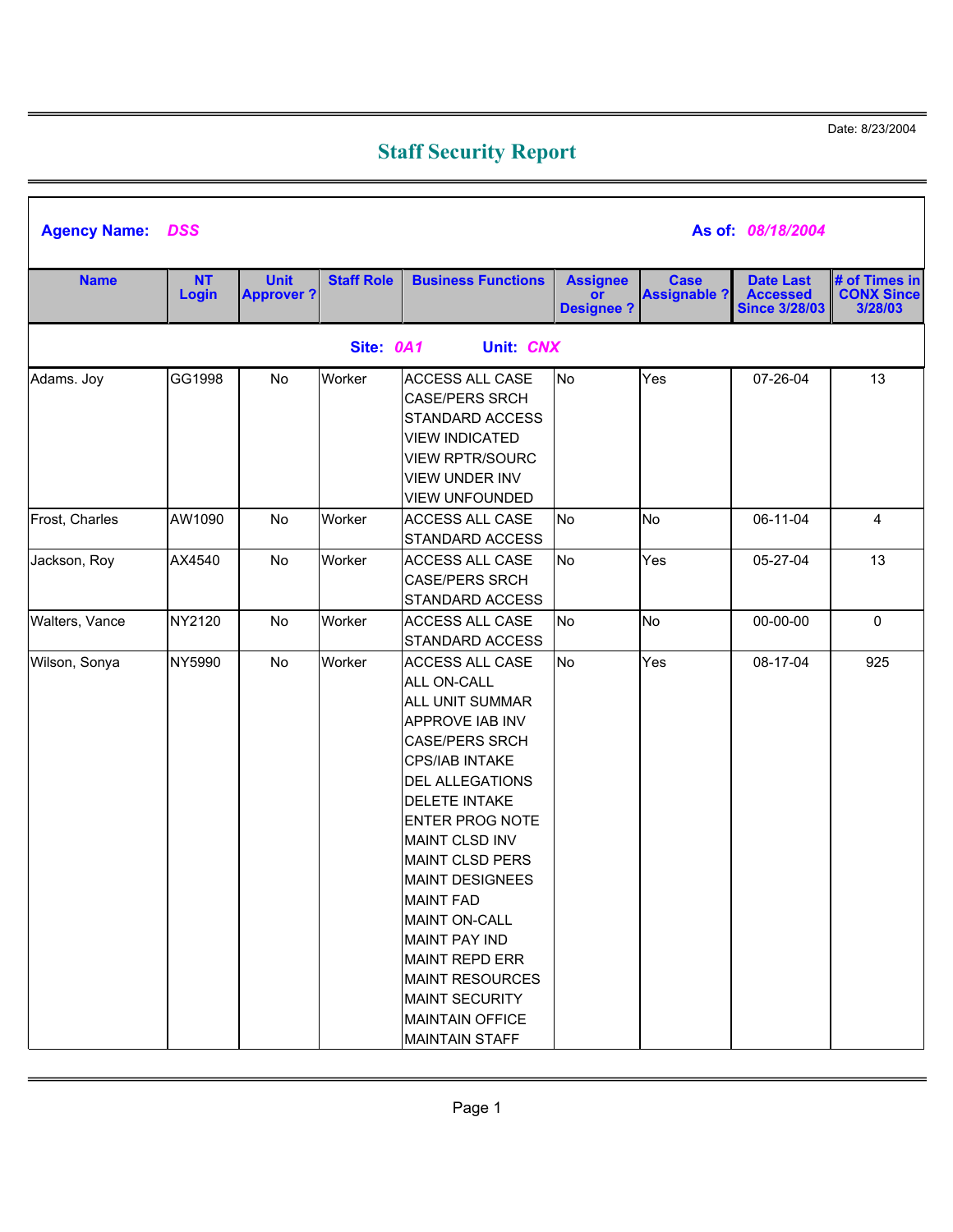Date: 8/23/2004

# Staff Security Report

**Agency Name:** *DSS* **As of:** *08/18/2004*

| Name | NT Login | Unit Approver ? | Staff Role | Business Functions | Assignee or Designee ? | Case Assignable ? | Date Last Accessed Since 3/28/03 | # of Times in CONX Since 3/28/03 |
|---|---|---|---|---|---|---|---|---|
| **Site:** *0A1* **Unit:** *CNX* | | | | | | | | |
| Adams. Joy | GG1998 | No | Worker | ACCESS ALL CASE<br>CASE/PERS SRCH<br>STANDARD ACCESS<br>VIEW INDICATED<br>VIEW RPTR/SOURC<br>VIEW UNDER INV<br>VIEW UNFOUNDED | No | Yes | 07-26-04 | 13 |
| Frost, Charles | AW1090 | No | Worker | ACCESS ALL CASE<br>STANDARD ACCESS | No | No | 06-11-04 | 4 |
| Jackson, Roy | AX4540 | No | Worker | ACCESS ALL CASE<br>CASE/PERS SRCH<br>STANDARD ACCESS | No | Yes | 05-27-04 | 13 |
| Walters, Vance | NY2120 | No | Worker | ACCESS ALL CASE<br>STANDARD ACCESS | No | No | 00-00-00 | 0 |
| Wilson, Sonya | NY5990 | No | Worker | ACCESS ALL CASE<br>ALL ON-CALL<br>ALL UNIT SUMMAR<br>APPROVE IAB INV<br>CASE/PERS SRCH<br>CPS/IAB INTAKE<br>DEL ALLEGATIONS<br>DELETE INTAKE<br>ENTER PROG NOTE<br>MAINT CLSD INV<br>MAINT CLSD PERS<br>MAINT DESIGNEES<br>MAINT FAD<br>MAINT ON-CALL<br>MAINT PAY IND<br>MAINT REPD ERR<br>MAINT RESOURCES<br>MAINT SECURITY<br>MAINTAIN OFFICE<br>MAINTAIN STAFF | No | Yes | 08-17-04 | 925 |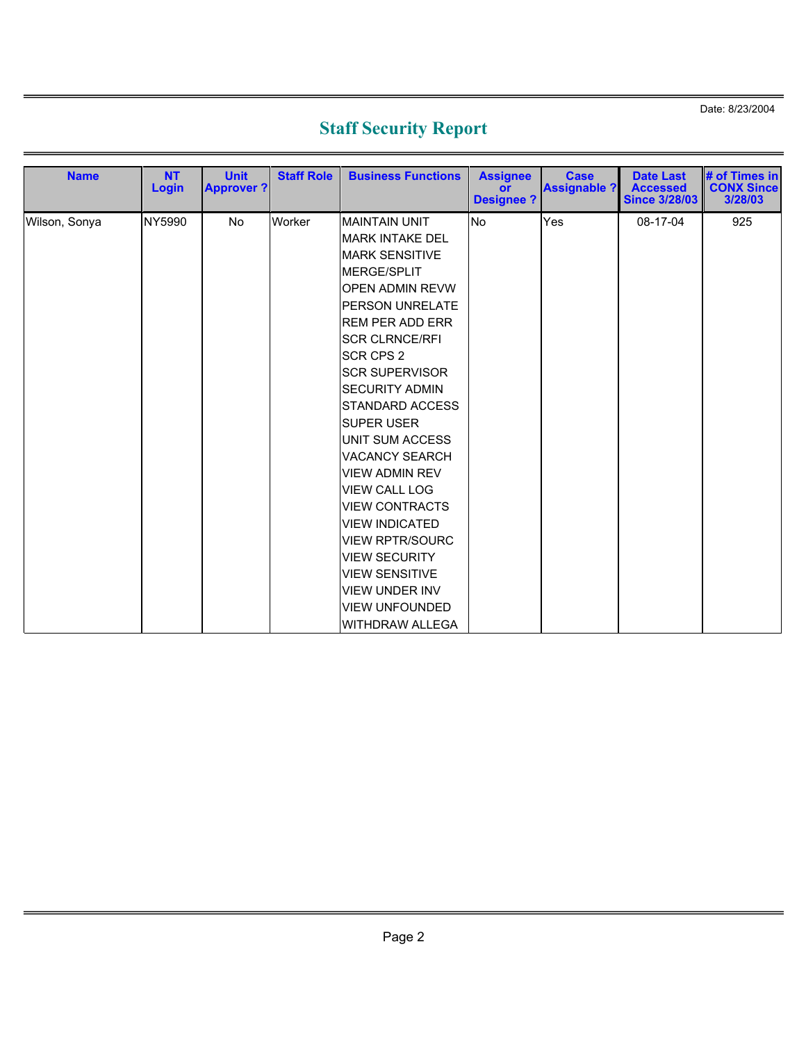Date: 8/23/2004

# Staff Security Report

| Name | NT Login | Unit Approver ? | Staff Role | Business Functions | Assignee or Designee ? | Case Assignable ? | Date Last Accessed Since 3/28/03 | # of Times in CONX Since 3/28/03 |
|---|---|---|---|---|---|---|---|---|
| Wilson, Sonya | NY5990 | No | Worker | MAINTAIN UNIT<br>MARK INTAKE DEL<br>MARK SENSITIVE<br>MERGE/SPLIT<br>OPEN ADMIN REVW<br>PERSON UNRELATE<br>REM PER ADD ERR<br>SCR CLRNCE/RFI<br>SCR CPS 2<br>SCR SUPERVISOR<br>SECURITY ADMIN<br>STANDARD ACCESS<br>SUPER USER<br>UNIT SUM ACCESS<br>VACANCY SEARCH<br>VIEW ADMIN REV<br>VIEW CALL LOG<br>VIEW CONTRACTS<br>VIEW INDICATED<br>VIEW RPTR/SOURC<br>VIEW SECURITY<br>VIEW SENSITIVE<br>VIEW UNDER INV<br>VIEW UNFOUNDED<br>WITHDRAW ALLEGA | No | Yes | 08-17-04 | 925 |